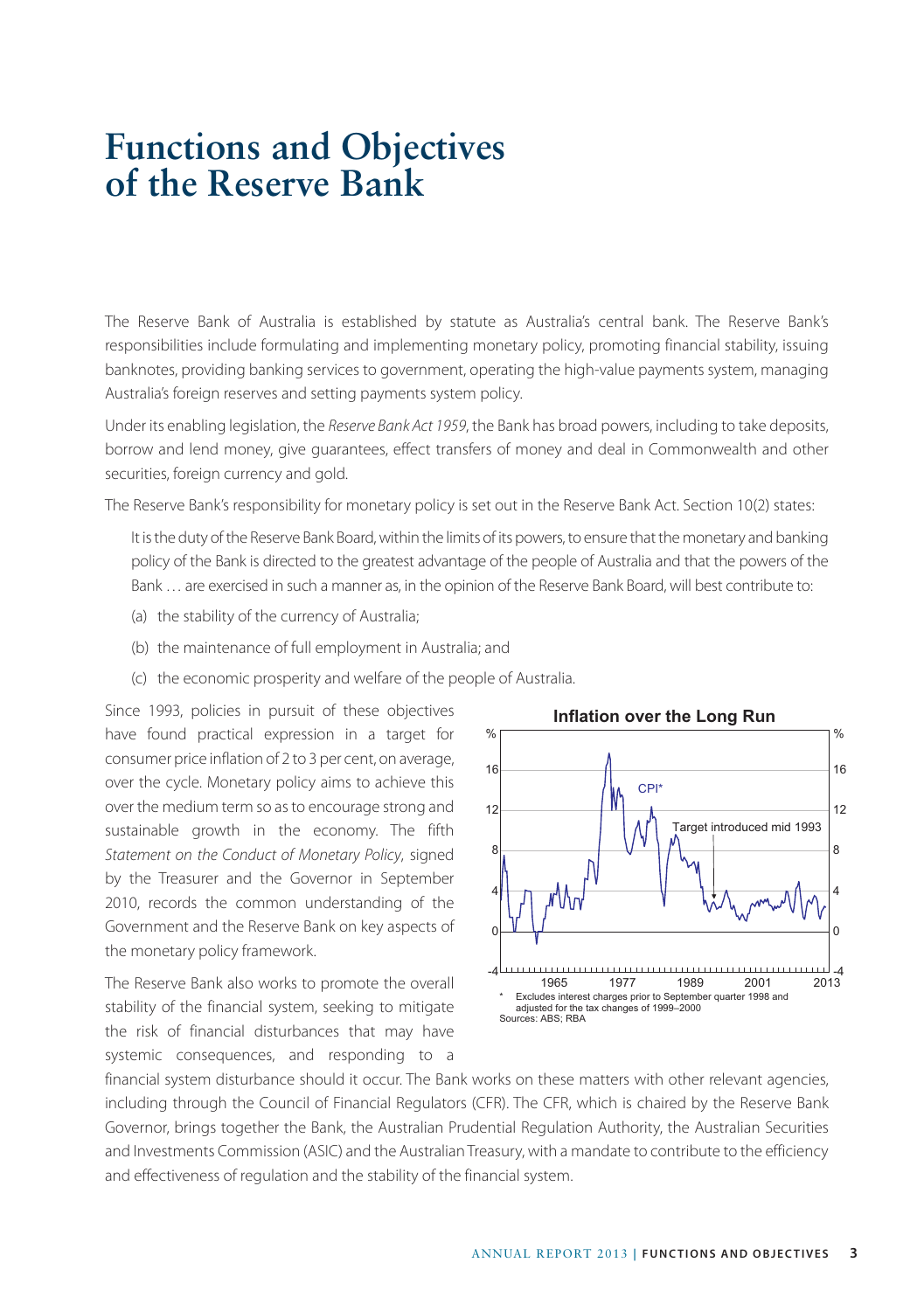# Functions and Objectives of the Reserve Bank

The Reserve Bank of Australia is established by statute as Australia's central bank. The Reserve Bank's responsibilities include formulating and implementing monetary policy, promoting financial stability, issuing banknotes, providing banking services to government, operating the high-value payments system, managing Australia's foreign reserves and setting payments system policy.

Under its enabling legislation, the *Reserve Bank Act 1959*, the Bank has broad powers, including to take deposits, borrow and lend money, give guarantees, effect transfers of money and deal in Commonwealth and other securities, foreign currency and gold.

The Reserve Bank's responsibility for monetary policy is set out in the Reserve Bank Act. Section 10(2) states:

> It is the duty of the Reserve Bank Board, within the limits of its powers, to ensure that the monetary and banking policy of the Bank is directed to the greatest advantage of the people of Australia and that the powers of the Bank … are exercised in such a manner as, in the opinion of the Reserve Bank Board, will best contribute to:
>
> (a) the stability of the currency of Australia;
>
> (b) the maintenance of full employment in Australia; and
>
> (c) the economic prosperity and welfare of the people of Australia.

Since 1993, policies in pursuit of these objectives have found practical expression in a target for consumer price inflation of 2 to 3 per cent, on average, over the cycle. Monetary policy aims to achieve this over the medium term so as to encourage strong and sustainable growth in the economy. The fifth *Statement on the Conduct of Monetary Policy*, signed by the Treasurer and the Governor in September 2010, records the common understanding of the Government and the Reserve Bank on key aspects of the monetary policy framework.

**Inflation over the Long Run**

\* Excludes interest charges prior to September quarter 1998 and adjusted for the tax changes of 1999–2000

Sources: ABS; RBA

The Reserve Bank also works to promote the overall stability of the financial system, seeking to mitigate the risk of financial disturbances that may have systemic consequences, and responding to a financial system disturbance should it occur. The Bank works on these matters with other relevant agencies, including through the Council of Financial Regulators (CFR). The CFR, which is chaired by the Reserve Bank Governor, brings together the Bank, the Australian Prudential Regulation Authority, the Australian Securities and Investments Commission (ASIC) and the Australian Treasury, with a mandate to contribute to the efficiency and effectiveness of regulation and the stability of the financial system.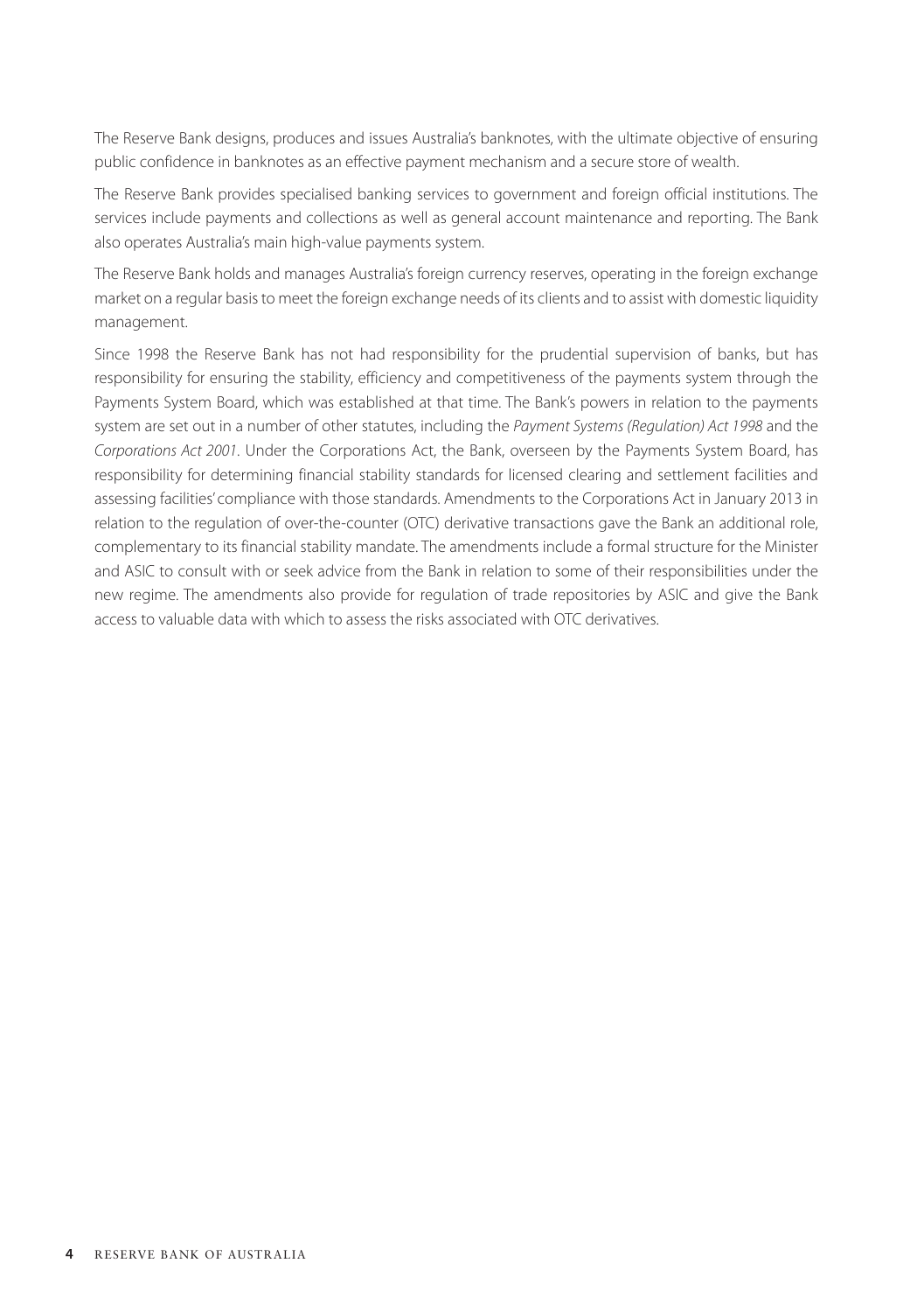The Reserve Bank designs, produces and issues Australia's banknotes, with the ultimate objective of ensuring public confidence in banknotes as an effective payment mechanism and a secure store of wealth.

The Reserve Bank provides specialised banking services to government and foreign official institutions. The services include payments and collections as well as general account maintenance and reporting. The Bank also operates Australia's main high-value payments system.

The Reserve Bank holds and manages Australia's foreign currency reserves, operating in the foreign exchange market on a regular basis to meet the foreign exchange needs of its clients and to assist with domestic liquidity management.

Since 1998 the Reserve Bank has not had responsibility for the prudential supervision of banks, but has responsibility for ensuring the stability, efficiency and competitiveness of the payments system through the Payments System Board, which was established at that time. The Bank's powers in relation to the payments system are set out in a number of other statutes, including the *Payment Systems (Regulation) Act 1998* and the *Corporations Act 2001*. Under the Corporations Act, the Bank, overseen by the Payments System Board, has responsibility for determining financial stability standards for licensed clearing and settlement facilities and assessing facilities' compliance with those standards. Amendments to the Corporations Act in January 2013 in relation to the regulation of over-the-counter (OTC) derivative transactions gave the Bank an additional role, complementary to its financial stability mandate. The amendments include a formal structure for the Minister and ASIC to consult with or seek advice from the Bank in relation to some of their responsibilities under the new regime. The amendments also provide for regulation of trade repositories by ASIC and give the Bank access to valuable data with which to assess the risks associated with OTC derivatives.